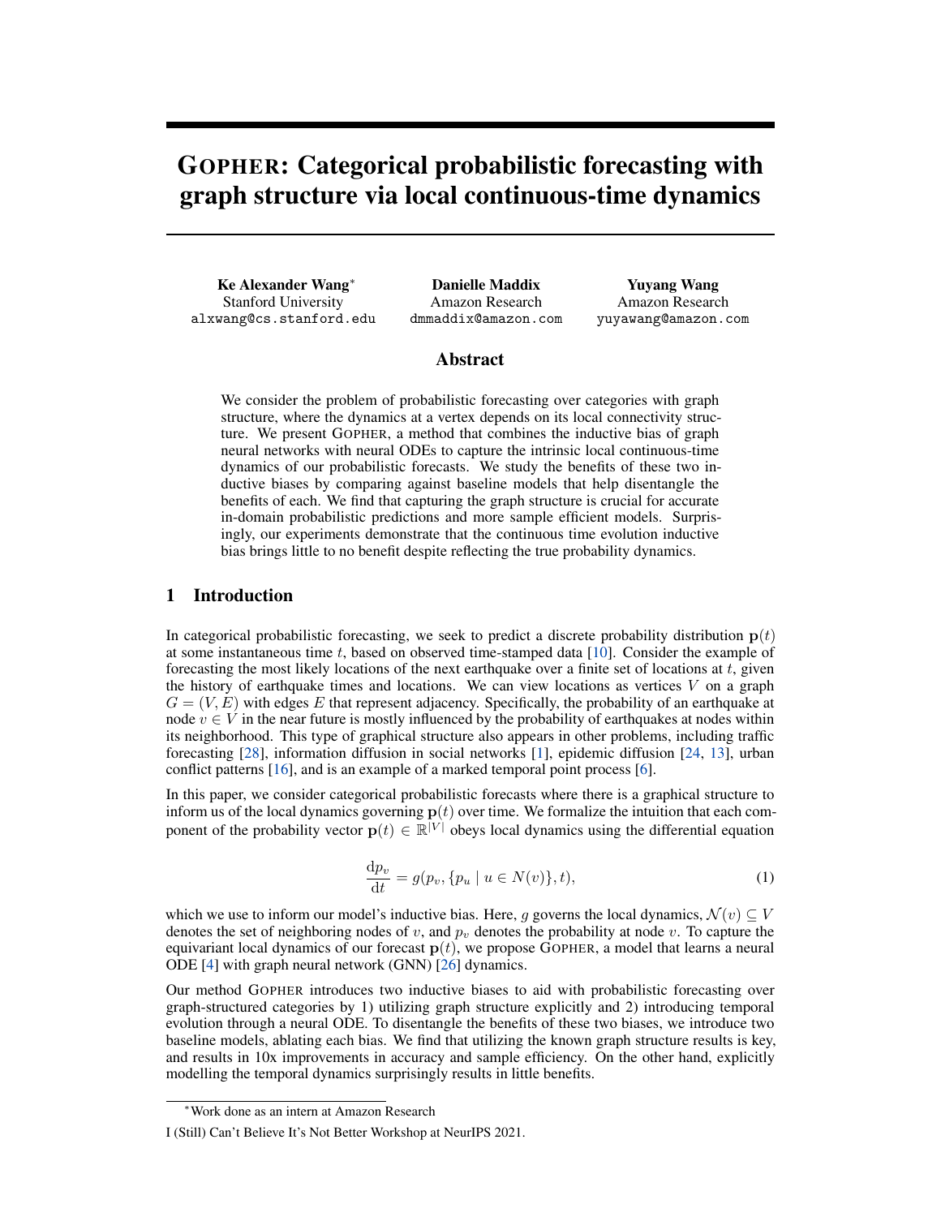# GOPHER: Categorical probabilistic forecasting with graph structure via local continuous-time dynamics

**Ke Alexander Wang**[*]
Stanford University
alxwang@cs.stanford.edu

**Danielle Maddix**
Amazon Research
dmmaddix@amazon.com

**Yuyang Wang**
Amazon Research
yuyawang@amazon.com

## Abstract

We consider the problem of probabilistic forecasting over categories with graph structure, where the dynamics at a vertex depends on its local connectivity structure. We present GOPHER, a method that combines the inductive bias of graph neural networks with neural ODEs to capture the intrinsic local continuous-time dynamics of our probabilistic forecasts. We study the benefits of these two inductive biases by comparing against baseline models that help disentangle the benefits of each. We find that capturing the graph structure is crucial for accurate in-domain probabilistic predictions and more sample efficient models. Surprisingly, our experiments demonstrate that the continuous time evolution inductive bias brings little to no benefit despite reflecting the true probability dynamics.

## 1 Introduction

In categorical probabilistic forecasting, we seek to predict a discrete probability distribution $\mathbf{p}(t)$ at some instantaneous time $t$, based on observed time-stamped data [10]. Consider the example of forecasting the most likely locations of the next earthquake over a finite set of locations at $t$, given the history of earthquake times and locations. We can view locations as vertices $V$ on a graph $G = (V, E)$ with edges $E$ that represent adjacency. Specifically, the probability of an earthquake at node $v \in V$ in the near future is mostly influenced by the probability of earthquakes at nodes within its neighborhood. This type of graphical structure also appears in other problems, including traffic forecasting [28], information diffusion in social networks [1], epidemic diffusion [24, 13], urban conflict patterns [16], and is an example of a marked temporal point process [6].

In this paper, we consider categorical probabilistic forecasts where there is a graphical structure to inform us of the local dynamics governing $\mathbf{p}(t)$ over time. We formalize the intuition that each component of the probability vector $\mathbf{p}(t) \in \mathbb{R}^{|V|}$ obeys local dynamics using the differential equation

$$\frac{\mathrm{d}p_v}{\mathrm{d}t} = g(p_v, \{p_u \mid u \in N(v)\}, t), \tag{1}$$

which we use to inform our model's inductive bias. Here, $g$ governs the local dynamics, $\mathcal{N}(v) \subseteq V$ denotes the set of neighboring nodes of $v$, and $p_v$ denotes the probability at node $v$. To capture the equivariant local dynamics of our forecast $\mathbf{p}(t)$, we propose GOPHER, a model that learns a neural ODE [4] with graph neural network (GNN) [26] dynamics.

Our method GOPHER introduces two inductive biases to aid with probabilistic forecasting over graph-structured categories by 1) utilizing graph structure explicitly and 2) introducing temporal evolution through a neural ODE. To disentangle the benefits of these two biases, we introduce two baseline models, ablating each bias. We find that utilizing the known graph structure results is key, and results in 10x improvements in accuracy and sample efficiency. On the other hand, explicitly modelling the temporal dynamics surprisingly results in little benefits.

[*] Work done as an intern at Amazon Research

I (Still) Can't Believe It's Not Better Workshop at NeurIPS 2021.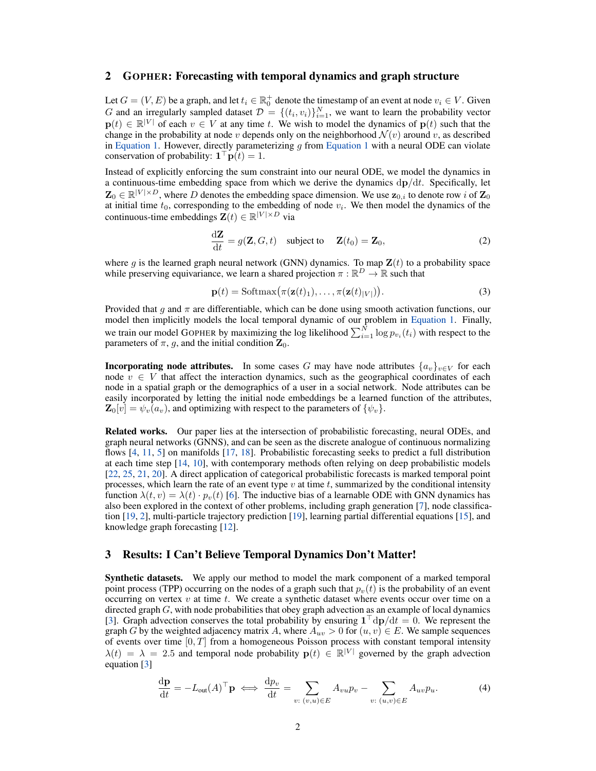## 2 GOPHER: Forecasting with temporal dynamics and graph structure

Let $G = (V, E)$ be a graph, and let $t_i \in \mathbb{R}_0^+$ denote the timestamp of an event at node $v_i \in V$. Given $G$ and an irregularly sampled dataset $\mathcal{D} = \{(t_i, v_i)\}_{i=1}^N$, we want to learn the probability vector $\mathbf{p}(t) \in \mathbb{R}^{|V|}$ of each $v \in V$ at any time $t$. We wish to model the dynamics of $\mathbf{p}(t)$ such that the change in the probability at node $v$ depends only on the neighborhood $\mathcal{N}(v)$ around $v$, as described in Equation 1. However, directly parameterizing $g$ from Equation 1 with a neural ODE can violate conservation of probability: $\mathbf{1}^\top \mathbf{p}(t) = 1$.

Instead of explicitly enforcing the sum constraint into our neural ODE, we model the dynamics in a continuous-time embedding space from which we derive the dynamics $\mathrm{d}\mathbf{p}/\mathrm{d}t$. Specifically, let $\mathbf{Z}_0 \in \mathbb{R}^{|V| \times D}$, where $D$ denotes the embedding space dimension. We use $\mathbf{z}_{0,i}$ to denote row $i$ of $\mathbf{Z}_0$ at initial time $t_0$, corresponding to the embedding of node $v_i$. We then model the dynamics of the continuous-time embeddings $\mathbf{Z}(t) \in \mathbb{R}^{|V| \times D}$ via

$$\frac{\mathrm{d}\mathbf{Z}}{\mathrm{d}t} = g(\mathbf{Z}, G, t) \quad \text{subject to} \quad \mathbf{Z}(t_0) = \mathbf{Z}_0, \tag{2}$$

where $g$ is the learned graph neural network (GNN) dynamics. To map $\mathbf{Z}(t)$ to a probability space while preserving equivariance, we learn a shared projection $\pi : \mathbb{R}^D \to \mathbb{R}$ such that

$$\mathbf{p}(t) = \mathrm{Softmax}\big(\pi(\mathbf{z}(t)_1), \ldots, \pi(\mathbf{z}(t)_{|V|})\big). \tag{3}$$

Provided that $g$ and $\pi$ are differentiable, which can be done using smooth activation functions, our model then implicitly models the local temporal dynamic of our problem in Equation 1. Finally, we train our model GOPHER by maximizing the log likelihood $\sum_{i=1}^N \log p_{v_i}(t_i)$ with respect to the parameters of $\pi$, $g$, and the initial condition $\mathbf{Z}_0$.

**Incorporating node attributes.** In some cases $G$ may have node attributes $\{a_v\}_{v \in V}$ for each node $v \in V$ that affect the interaction dynamics, such as the geographical coordinates of each node in a spatial graph or the demographics of a user in a social network. Node attributes can be easily incorporated by letting the initial node embeddings be a learned function of the attributes, $\mathbf{Z}_0[v] = \psi_v(a_v)$, and optimizing with respect to the parameters of $\{\psi_v\}$.

**Related works.** Our paper lies at the intersection of probabilistic forecasting, neural ODEs, and graph neural networks (GNNS), and can be seen as the discrete analogue of continuous normalizing flows [4, 11, 5] on manifolds [17, 18]. Probabilistic forecasting seeks to predict a full distribution at each time step [14, 10], with contemporary methods often relying on deep probabilistic models [22, 25, 21, 20]. A direct application of categorical probabilistic forecasts is marked temporal point processes, which learn the rate of an event type $v$ at time $t$, summarized by the conditional intensity function $\lambda(t, v) = \lambda(t) \cdot p_v(t)$ [6]. The inductive bias of a learnable ODE with GNN dynamics has also been explored in the context of other problems, including graph generation [7], node classification [19, 2], multi-particle trajectory prediction [19], learning partial differential equations [15], and knowledge graph forecasting [12].

## 3 Results: I Can't Believe Temporal Dynamics Don't Matter!

**Synthetic datasets.** We apply our method to model the mark component of a marked temporal point process (TPP) occurring on the nodes of a graph such that $p_v(t)$ is the probability of an event occurring on vertex $v$ at time $t$. We create a synthetic dataset where events occur over time on a directed graph $G$, with node probabilities that obey graph advection as an example of local dynamics [3]. Graph advection conserves the total probability by ensuring $\mathbf{1}^\top \mathrm{d}\mathbf{p}/\mathrm{d}t = 0$. We represent the graph $G$ by the weighted adjacency matrix $A$, where $A_{uv} > 0$ for $(u, v) \in E$. We sample sequences of events over time $[0, T]$ from a homogeneous Poisson process with constant temporal intensity $\lambda(t) = \lambda = 2.5$ and temporal node probability $\mathbf{p}(t) \in \mathbb{R}^{|V|}$ governed by the graph advection equation [3]

$$\frac{\mathrm{d}\mathbf{p}}{\mathrm{d}t} = -L_{\text{out}}(A)^\top \mathbf{p} \iff \frac{\mathrm{d}p_v}{\mathrm{d}t} = \sum_{v:\,(v,u) \in E} A_{vu} p_v - \sum_{v:\,(u,v) \in E} A_{uv} p_u. \tag{4}$$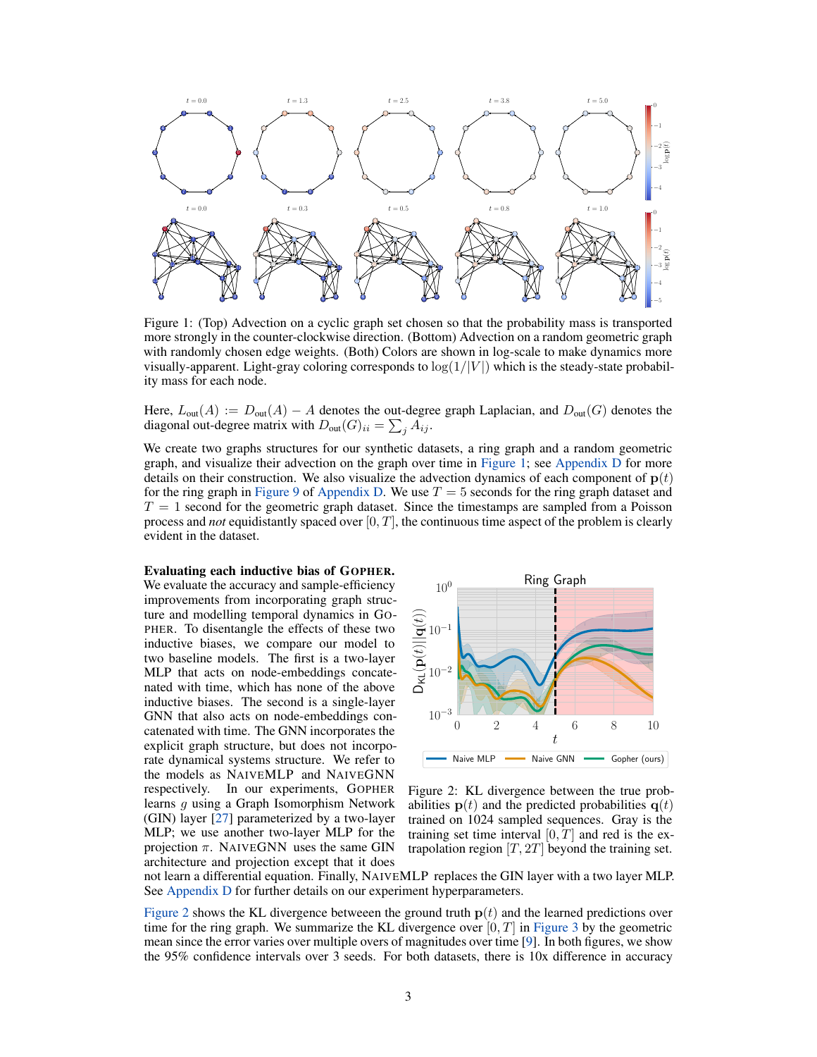Figure 1: (Top) Advection on a cyclic graph set chosen so that the probability mass is transported more strongly in the counter-clockwise direction. (Bottom) Advection on a random geometric graph with randomly chosen edge weights. (Both) Colors are shown in log-scale to make dynamics more visually-apparent. Light-gray coloring corresponds to $\log(1/|V|)$ which is the steady-state probability mass for each node.

Here, $L_{\text{out}}(A) := D_{\text{out}}(A) - A$ denotes the out-degree graph Laplacian, and $D_{\text{out}}(G)$ denotes the diagonal out-degree matrix with $D_{\text{out}}(G)_{ii} = \sum_j A_{ij}$.

We create two graphs structures for our synthetic datasets, a ring graph and a random geometric graph, and visualize their advection on the graph over time in Figure 1; see Appendix D for more details on their construction. We also visualize the advection dynamics of each component of $\mathbf{p}(t)$ for the ring graph in Figure 9 of Appendix D. We use $T = 5$ seconds for the ring graph dataset and $T = 1$ second for the geometric graph dataset. Since the timestamps are sampled from a Poisson process and *not* equidistantly spaced over $[0, T]$, the continuous time aspect of the problem is clearly evident in the dataset.

**Evaluating each inductive bias of GOPHER.** We evaluate the accuracy and sample-efficiency improvements from incorporating graph structure and modelling temporal dynamics in GOPHER. To disentangle the effects of these two inductive biases, we compare our model to two baseline models. The first is a two-layer MLP that acts on node-embeddings concatenated with time, which has none of the above inductive biases. The second is a single-layer GNN that also acts on node-embeddings concatenated with time. The GNN incorporates the explicit graph structure, but does not incorporate dynamical systems structure. We refer to the models as NAIVEMLP and NAIVEGNN respectively. In our experiments, GOPHER learns $g$ using a Graph Isomorphism Network (GIN) layer [27] parameterized by a two-layer MLP; we use another two-layer MLP for the projection $\pi$. NAIVEGNN uses the same GIN architecture and projection except that it does not learn a differential equation. Finally, NAIVEMLP replaces the GIN layer with a two layer MLP. See Appendix D for further details on our experiment hyperparameters.

Figure 2: KL divergence between the true probabilities $\mathbf{p}(t)$ and the predicted probabilities $\mathbf{q}(t)$ trained on 1024 sampled sequences. Gray is the training set time interval $[0, T]$ and red is the extrapolation region $[T, 2T]$ beyond the training set.

Figure 2 shows the KL divergence betweeen the ground truth $\mathbf{p}(t)$ and the learned predictions over time for the ring graph. We summarize the KL divergence over $[0, T]$ in Figure 3 by the geometric mean since the error varies over multiple overs of magnitudes over time [9]. In both figures, we show the 95% confidence intervals over 3 seeds. For both datasets, there is 10x difference in accuracy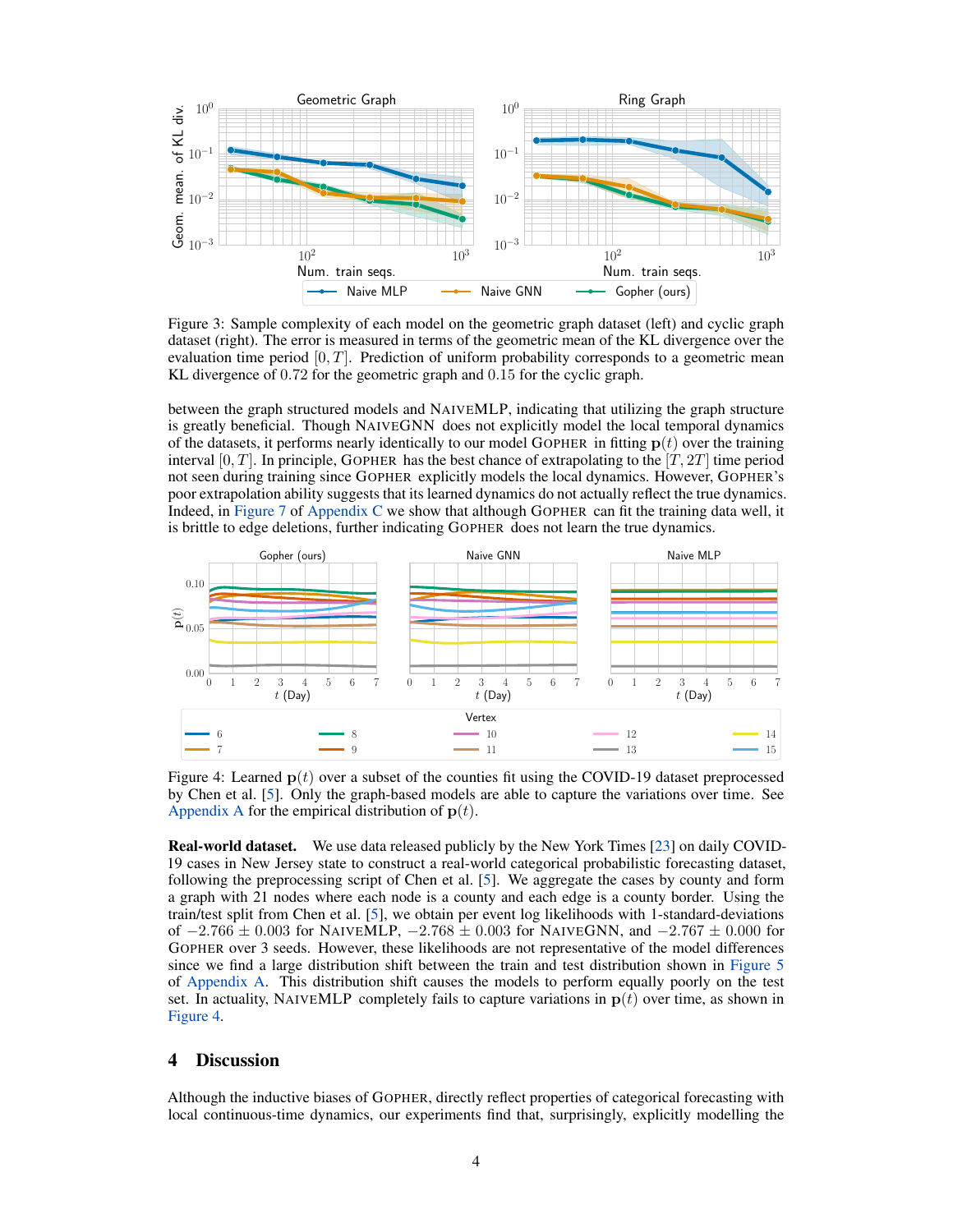Figure 3: Sample complexity of each model on the geometric graph dataset (left) and cyclic graph dataset (right). The error is measured in terms of the geometric mean of the KL divergence over the evaluation time period $[0, T]$. Prediction of uniform probability corresponds to a geometric mean KL divergence of $0.72$ for the geometric graph and $0.15$ for the cyclic graph.

between the graph structured models and NAIVEMLP, indicating that utilizing the graph structure is greatly beneficial. Though NAIVEGNN does not explicitly model the local temporal dynamics of the datasets, it performs nearly identically to our model GOPHER in fitting $\mathbf{p}(t)$ over the training interval $[0, T]$. In principle, GOPHER has the best chance of extrapolating to the $[T, 2T]$ time period not seen during training since GOPHER explicitly models the local dynamics. However, GOPHER's poor extrapolation ability suggests that its learned dynamics do not actually reflect the true dynamics. Indeed, in Figure 7 of Appendix C we show that although GOPHER can fit the training data well, it is brittle to edge deletions, further indicating GOPHER does not learn the true dynamics.

Figure 4: Learned $\mathbf{p}(t)$ over a subset of the counties fit using the COVID-19 dataset preprocessed by Chen et al. [5]. Only the graph-based models are able to capture the variations over time. See Appendix A for the empirical distribution of $\mathbf{p}(t)$.

**Real-world dataset.** We use data released publicly by the New York Times [23] on daily COVID-19 cases in New Jersey state to construct a real-world categorical probabilistic forecasting dataset, following the preprocessing script of Chen et al. [5]. We aggregate the cases by county and form a graph with 21 nodes where each node is a county and each edge is a county border. Using the train/test split from Chen et al. [5], we obtain per event log likelihoods with 1-standard-deviations of $-2.766 \pm 0.003$ for NAIVEMLP, $-2.768 \pm 0.003$ for NAIVEGNN, and $-2.767 \pm 0.000$ for GOPHER over 3 seeds. However, these likelihoods are not representative of the model differences since we find a large distribution shift between the train and test distribution shown in Figure 5 of Appendix A. This distribution shift causes the models to perform equally poorly on the test set. In actuality, NAIVEMLP completely fails to capture variations in $\mathbf{p}(t)$ over time, as shown in Figure 4.

## 4 Discussion

Although the inductive biases of GOPHER, directly reflect properties of categorical forecasting with local continuous-time dynamics, our experiments find that, surprisingly, explicitly modelling the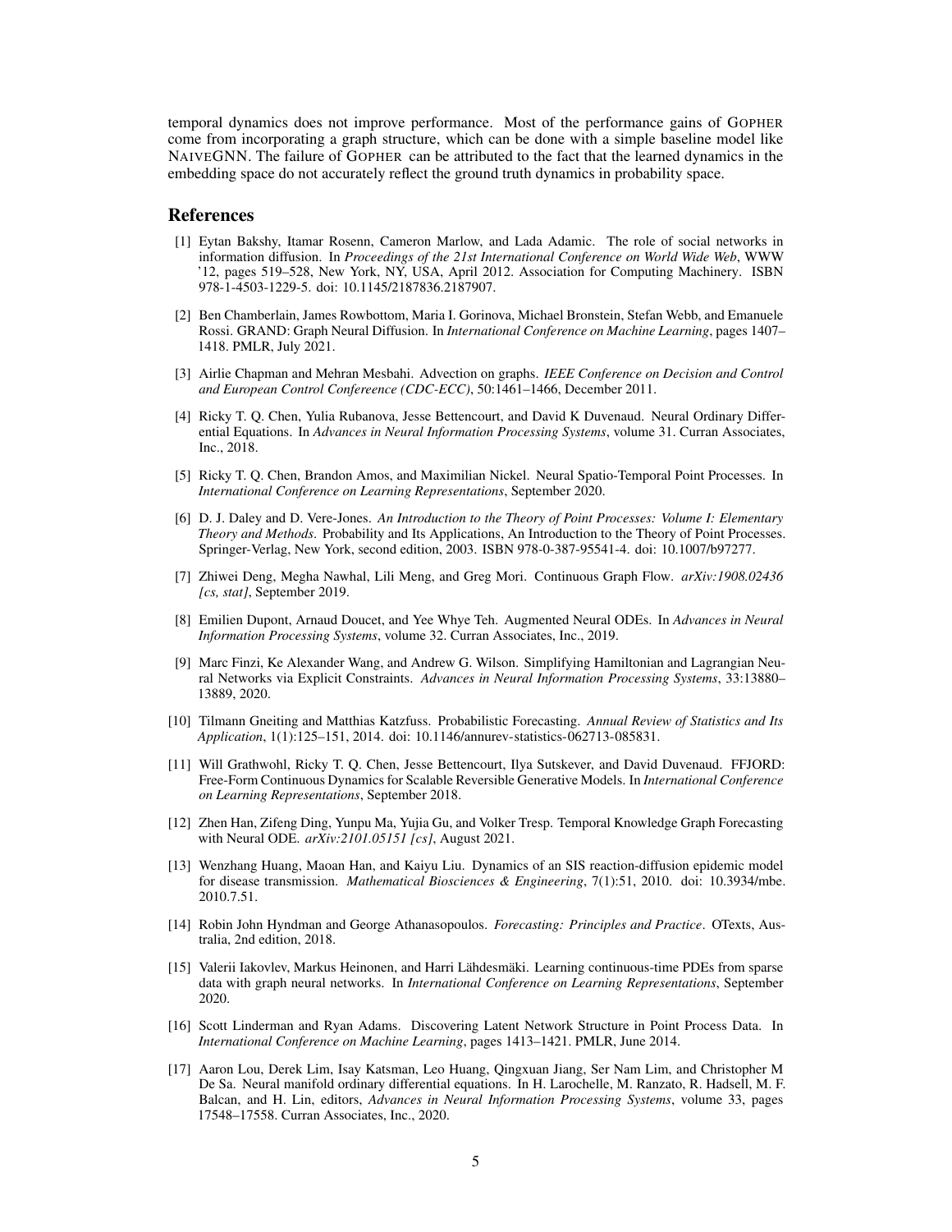temporal dynamics does not improve performance. Most of the performance gains of GOPHER come from incorporating a graph structure, which can be done with a simple baseline model like NAIVEGNN. The failure of GOPHER can be attributed to the fact that the learned dynamics in the embedding space do not accurately reflect the ground truth dynamics in probability space.

## References

[1] Eytan Bakshy, Itamar Rosenn, Cameron Marlow, and Lada Adamic. The role of social networks in information diffusion. In *Proceedings of the 21st International Conference on World Wide Web*, WWW '12, pages 519–528, New York, NY, USA, April 2012. Association for Computing Machinery. ISBN 978-1-4503-1229-5. doi: 10.1145/2187836.2187907.

[2] Ben Chamberlain, James Rowbottom, Maria I. Gorinova, Michael Bronstein, Stefan Webb, and Emanuele Rossi. GRAND: Graph Neural Diffusion. In *International Conference on Machine Learning*, pages 1407–1418. PMLR, July 2021.

[3] Airlie Chapman and Mehran Mesbahi. Advection on graphs. *IEEE Conference on Decision and Control and European Control Confereence (CDC-ECC)*, 50:1461–1466, December 2011.

[4] Ricky T. Q. Chen, Yulia Rubanova, Jesse Bettencourt, and David K Duvenaud. Neural Ordinary Differential Equations. In *Advances in Neural Information Processing Systems*, volume 31. Curran Associates, Inc., 2018.

[5] Ricky T. Q. Chen, Brandon Amos, and Maximilian Nickel. Neural Spatio-Temporal Point Processes. In *International Conference on Learning Representations*, September 2020.

[6] D. J. Daley and D. Vere-Jones. *An Introduction to the Theory of Point Processes: Volume I: Elementary Theory and Methods*. Probability and Its Applications, An Introduction to the Theory of Point Processes. Springer-Verlag, New York, second edition, 2003. ISBN 978-0-387-95541-4. doi: 10.1007/b97277.

[7] Zhiwei Deng, Megha Nawhal, Lili Meng, and Greg Mori. Continuous Graph Flow. *arXiv:1908.02436 [cs, stat]*, September 2019.

[8] Emilien Dupont, Arnaud Doucet, and Yee Whye Teh. Augmented Neural ODEs. In *Advances in Neural Information Processing Systems*, volume 32. Curran Associates, Inc., 2019.

[9] Marc Finzi, Ke Alexander Wang, and Andrew G. Wilson. Simplifying Hamiltonian and Lagrangian Neural Networks via Explicit Constraints. *Advances in Neural Information Processing Systems*, 33:13880–13889, 2020.

[10] Tilmann Gneiting and Matthias Katzfuss. Probabilistic Forecasting. *Annual Review of Statistics and Its Application*, 1(1):125–151, 2014. doi: 10.1146/annurev-statistics-062713-085831.

[11] Will Grathwohl, Ricky T. Q. Chen, Jesse Bettencourt, Ilya Sutskever, and David Duvenaud. FFJORD: Free-Form Continuous Dynamics for Scalable Reversible Generative Models. In *International Conference on Learning Representations*, September 2018.

[12] Zhen Han, Zifeng Ding, Yunpu Ma, Yujia Gu, and Volker Tresp. Temporal Knowledge Graph Forecasting with Neural ODE. *arXiv:2101.05151 [cs]*, August 2021.

[13] Wenzhang Huang, Maoan Han, and Kaiyu Liu. Dynamics of an SIS reaction-diffusion epidemic model for disease transmission. *Mathematical Biosciences & Engineering*, 7(1):51, 2010. doi: 10.3934/mbe.2010.7.51.

[14] Robin John Hyndman and George Athanasopoulos. *Forecasting: Principles and Practice*. OTexts, Australia, 2nd edition, 2018.

[15] Valerii Iakovlev, Markus Heinonen, and Harri Lähdesmäki. Learning continuous-time PDEs from sparse data with graph neural networks. In *International Conference on Learning Representations*, September 2020.

[16] Scott Linderman and Ryan Adams. Discovering Latent Network Structure in Point Process Data. In *International Conference on Machine Learning*, pages 1413–1421. PMLR, June 2014.

[17] Aaron Lou, Derek Lim, Isay Katsman, Leo Huang, Qingxuan Jiang, Ser Nam Lim, and Christopher M De Sa. Neural manifold ordinary differential equations. In H. Larochelle, M. Ranzato, R. Hadsell, M. F. Balcan, and H. Lin, editors, *Advances in Neural Information Processing Systems*, volume 33, pages 17548–17558. Curran Associates, Inc., 2020.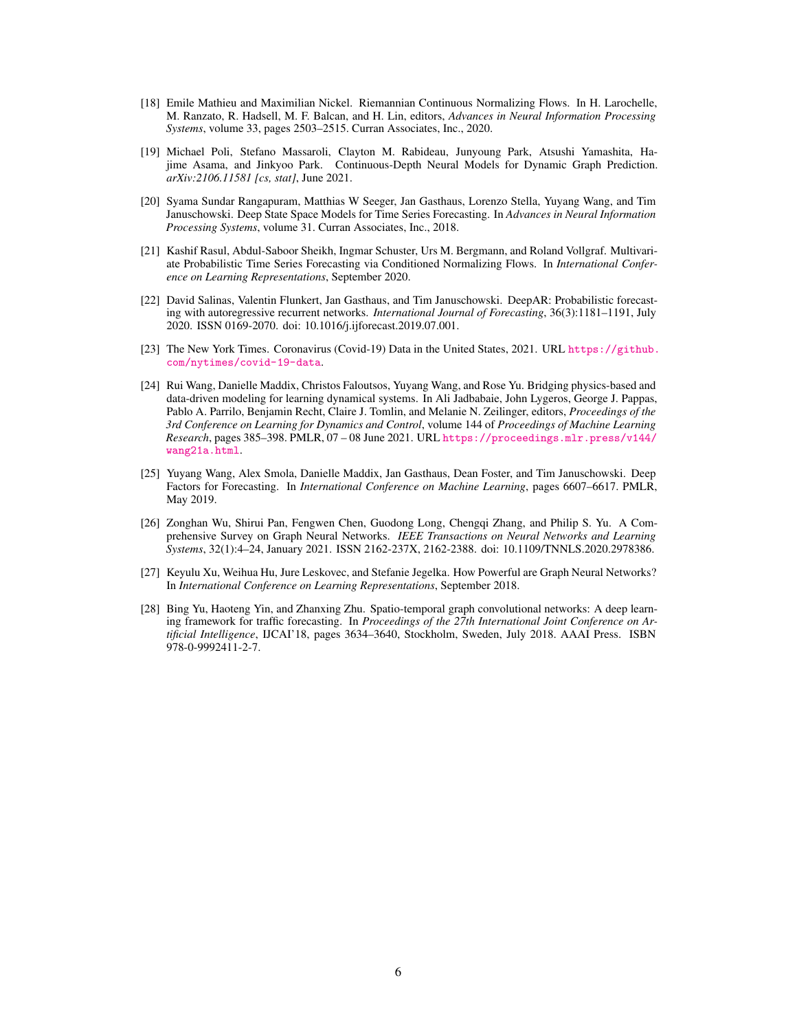[18] Emile Mathieu and Maximilian Nickel. Riemannian Continuous Normalizing Flows. In H. Larochelle, M. Ranzato, R. Hadsell, M. F. Balcan, and H. Lin, editors, *Advances in Neural Information Processing Systems*, volume 33, pages 2503–2515. Curran Associates, Inc., 2020.

[19] Michael Poli, Stefano Massaroli, Clayton M. Rabideau, Junyoung Park, Atsushi Yamashita, Hajime Asama, and Jinkyoo Park. Continuous-Depth Neural Models for Dynamic Graph Prediction. *arXiv:2106.11581 [cs, stat]*, June 2021.

[20] Syama Sundar Rangapuram, Matthias W Seeger, Jan Gasthaus, Lorenzo Stella, Yuyang Wang, and Tim Januschowski. Deep State Space Models for Time Series Forecasting. In *Advances in Neural Information Processing Systems*, volume 31. Curran Associates, Inc., 2018.

[21] Kashif Rasul, Abdul-Saboor Sheikh, Ingmar Schuster, Urs M. Bergmann, and Roland Vollgraf. Multivariate Probabilistic Time Series Forecasting via Conditioned Normalizing Flows. In *International Conference on Learning Representations*, September 2020.

[22] David Salinas, Valentin Flunkert, Jan Gasthaus, and Tim Januschowski. DeepAR: Probabilistic forecasting with autoregressive recurrent networks. *International Journal of Forecasting*, 36(3):1181–1191, July 2020. ISSN 0169-2070. doi: 10.1016/j.ijforecast.2019.07.001.

[23] The New York Times. Coronavirus (Covid-19) Data in the United States, 2021. URL https://github.com/nytimes/covid-19-data.

[24] Rui Wang, Danielle Maddix, Christos Faloutsos, Yuyang Wang, and Rose Yu. Bridging physics-based and data-driven modeling for learning dynamical systems. In Ali Jadbabaie, John Lygeros, George J. Pappas, Pablo A. Parrilo, Benjamin Recht, Claire J. Tomlin, and Melanie N. Zeilinger, editors, *Proceedings of the 3rd Conference on Learning for Dynamics and Control*, volume 144 of *Proceedings of Machine Learning Research*, pages 385–398. PMLR, 07 – 08 June 2021. URL https://proceedings.mlr.press/v144/wang21a.html.

[25] Yuyang Wang, Alex Smola, Danielle Maddix, Jan Gasthaus, Dean Foster, and Tim Januschowski. Deep Factors for Forecasting. In *International Conference on Machine Learning*, pages 6607–6617. PMLR, May 2019.

[26] Zonghan Wu, Shirui Pan, Fengwen Chen, Guodong Long, Chengqi Zhang, and Philip S. Yu. A Comprehensive Survey on Graph Neural Networks. *IEEE Transactions on Neural Networks and Learning Systems*, 32(1):4–24, January 2021. ISSN 2162-237X, 2162-2388. doi: 10.1109/TNNLS.2020.2978386.

[27] Keyulu Xu, Weihua Hu, Jure Leskovec, and Stefanie Jegelka. How Powerful are Graph Neural Networks? In *International Conference on Learning Representations*, September 2018.

[28] Bing Yu, Haoteng Yin, and Zhanxing Zhu. Spatio-temporal graph convolutional networks: A deep learning framework for traffic forecasting. In *Proceedings of the 27th International Joint Conference on Artificial Intelligence*, IJCAI'18, pages 3634–3640, Stockholm, Sweden, July 2018. AAAI Press. ISBN 978-0-9992411-2-7.